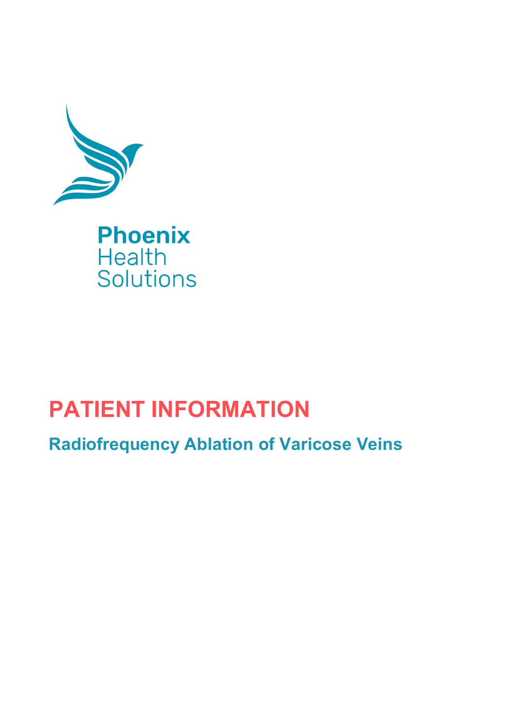Phoenix
Health
Solutions

# PATIENT INFORMATION

## Radiofrequency Ablation of Varicose Veins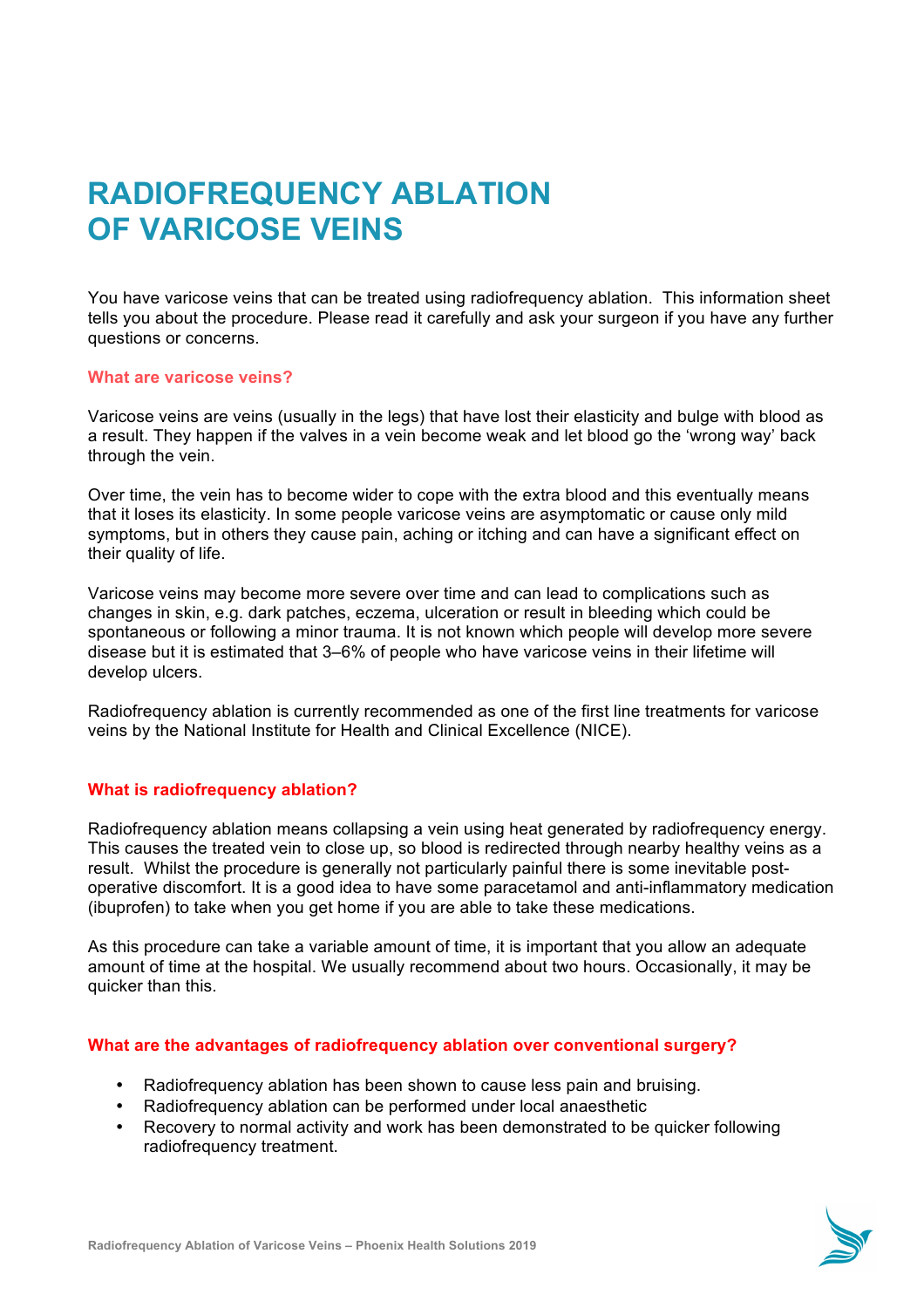# RADIOFREQUENCY ABLATION OF VARICOSE VEINS

You have varicose veins that can be treated using radiofrequency ablation. This information sheet tells you about the procedure. Please read it carefully and ask your surgeon if you have any further questions or concerns.

### What are varicose veins?

Varicose veins are veins (usually in the legs) that have lost their elasticity and bulge with blood as a result. They happen if the valves in a vein become weak and let blood go the 'wrong way' back through the vein.

Over time, the vein has to become wider to cope with the extra blood and this eventually means that it loses its elasticity. In some people varicose veins are asymptomatic or cause only mild symptoms, but in others they cause pain, aching or itching and can have a significant effect on their quality of life.

Varicose veins may become more severe over time and can lead to complications such as changes in skin, e.g. dark patches, eczema, ulceration or result in bleeding which could be spontaneous or following a minor trauma. It is not known which people will develop more severe disease but it is estimated that 3–6% of people who have varicose veins in their lifetime will develop ulcers.

Radiofrequency ablation is currently recommended as one of the first line treatments for varicose veins by the National Institute for Health and Clinical Excellence (NICE).

### What is radiofrequency ablation?

Radiofrequency ablation means collapsing a vein using heat generated by radiofrequency energy. This causes the treated vein to close up, so blood is redirected through nearby healthy veins as a result. Whilst the procedure is generally not particularly painful there is some inevitable post-operative discomfort. It is a good idea to have some paracetamol and anti-inflammatory medication (ibuprofen) to take when you get home if you are able to take these medications.

As this procedure can take a variable amount of time, it is important that you allow an adequate amount of time at the hospital. We usually recommend about two hours. Occasionally, it may be quicker than this.

### What are the advantages of radiofrequency ablation over conventional surgery?

- Radiofrequency ablation has been shown to cause less pain and bruising.
- Radiofrequency ablation can be performed under local anaesthetic
- Recovery to normal activity and work has been demonstrated to be quicker following radiofrequency treatment.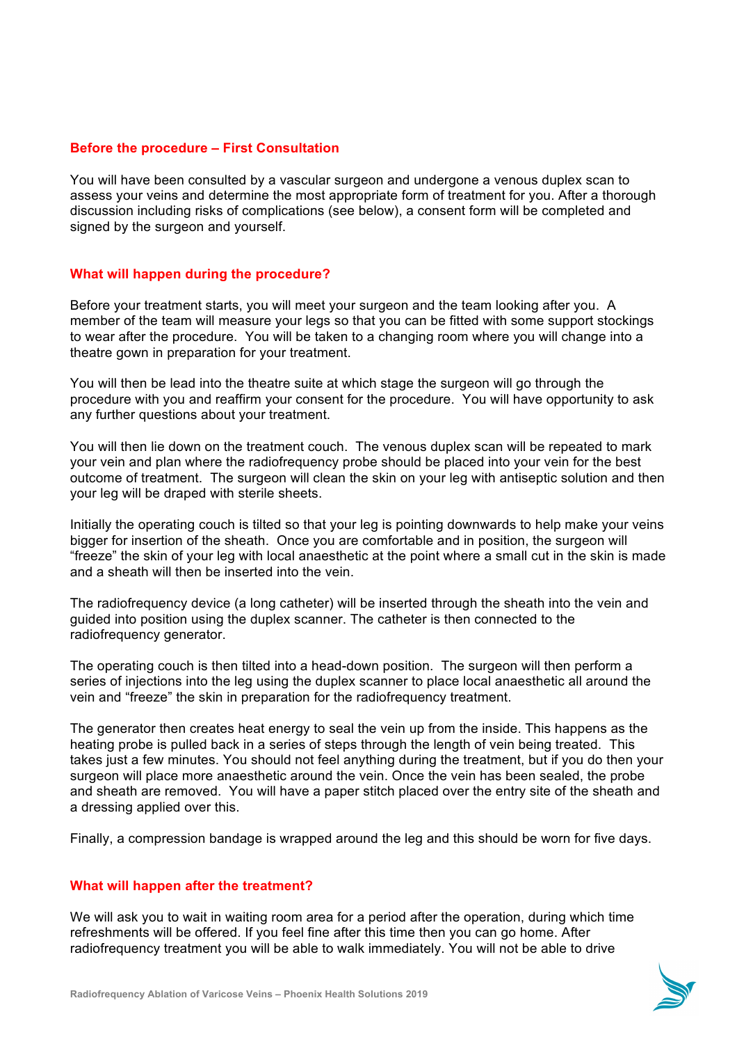## Before the procedure – First Consultation

You will have been consulted by a vascular surgeon and undergone a venous duplex scan to assess your veins and determine the most appropriate form of treatment for you. After a thorough discussion including risks of complications (see below), a consent form will be completed and signed by the surgeon and yourself.

## What will happen during the procedure?

Before your treatment starts, you will meet your surgeon and the team looking after you. A member of the team will measure your legs so that you can be fitted with some support stockings to wear after the procedure. You will be taken to a changing room where you will change into a theatre gown in preparation for your treatment.

You will then be lead into the theatre suite at which stage the surgeon will go through the procedure with you and reaffirm your consent for the procedure. You will have opportunity to ask any further questions about your treatment.

You will then lie down on the treatment couch. The venous duplex scan will be repeated to mark your vein and plan where the radiofrequency probe should be placed into your vein for the best outcome of treatment. The surgeon will clean the skin on your leg with antiseptic solution and then your leg will be draped with sterile sheets.

Initially the operating couch is tilted so that your leg is pointing downwards to help make your veins bigger for insertion of the sheath. Once you are comfortable and in position, the surgeon will "freeze" the skin of your leg with local anaesthetic at the point where a small cut in the skin is made and a sheath will then be inserted into the vein.

The radiofrequency device (a long catheter) will be inserted through the sheath into the vein and guided into position using the duplex scanner. The catheter is then connected to the radiofrequency generator.

The operating couch is then tilted into a head-down position. The surgeon will then perform a series of injections into the leg using the duplex scanner to place local anaesthetic all around the vein and "freeze" the skin in preparation for the radiofrequency treatment.

The generator then creates heat energy to seal the vein up from the inside. This happens as the heating probe is pulled back in a series of steps through the length of vein being treated. This takes just a few minutes. You should not feel anything during the treatment, but if you do then your surgeon will place more anaesthetic around the vein. Once the vein has been sealed, the probe and sheath are removed. You will have a paper stitch placed over the entry site of the sheath and a dressing applied over this.

Finally, a compression bandage is wrapped around the leg and this should be worn for five days.

## What will happen after the treatment?

We will ask you to wait in waiting room area for a period after the operation, during which time refreshments will be offered. If you feel fine after this time then you can go home. After radiofrequency treatment you will be able to walk immediately. You will not be able to drive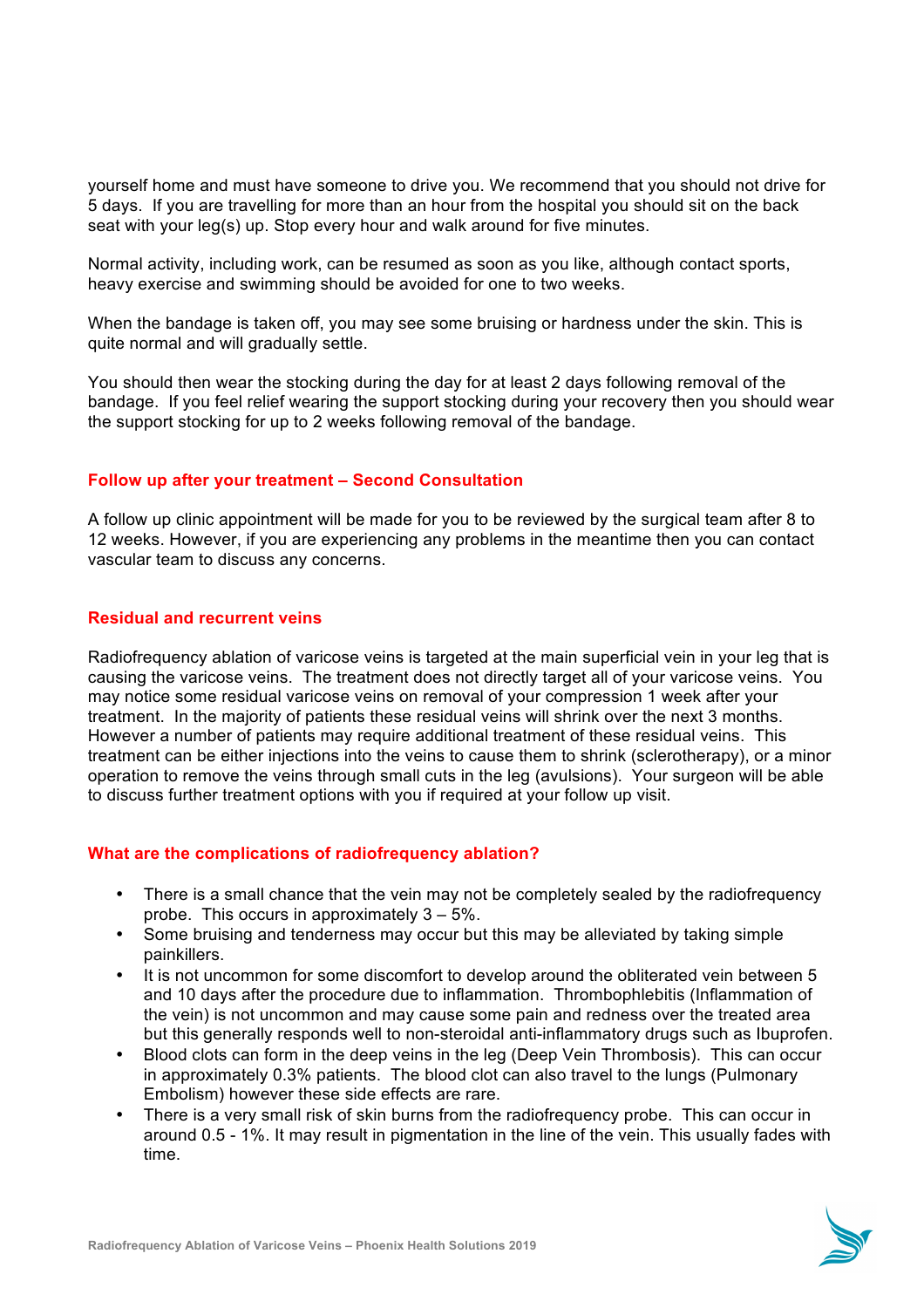yourself home and must have someone to drive you. We recommend that you should not drive for 5 days. If you are travelling for more than an hour from the hospital you should sit on the back seat with your leg(s) up. Stop every hour and walk around for five minutes.

Normal activity, including work, can be resumed as soon as you like, although contact sports, heavy exercise and swimming should be avoided for one to two weeks.

When the bandage is taken off, you may see some bruising or hardness under the skin. This is quite normal and will gradually settle.

You should then wear the stocking during the day for at least 2 days following removal of the bandage. If you feel relief wearing the support stocking during your recovery then you should wear the support stocking for up to 2 weeks following removal of the bandage.

## Follow up after your treatment – Second Consultation

A follow up clinic appointment will be made for you to be reviewed by the surgical team after 8 to 12 weeks. However, if you are experiencing any problems in the meantime then you can contact vascular team to discuss any concerns.

## Residual and recurrent veins

Radiofrequency ablation of varicose veins is targeted at the main superficial vein in your leg that is causing the varicose veins. The treatment does not directly target all of your varicose veins. You may notice some residual varicose veins on removal of your compression 1 week after your treatment. In the majority of patients these residual veins will shrink over the next 3 months. However a number of patients may require additional treatment of these residual veins. This treatment can be either injections into the veins to cause them to shrink (sclerotherapy), or a minor operation to remove the veins through small cuts in the leg (avulsions). Your surgeon will be able to discuss further treatment options with you if required at your follow up visit.

## What are the complications of radiofrequency ablation?

- There is a small chance that the vein may not be completely sealed by the radiofrequency probe. This occurs in approximately 3 – 5%.
- Some bruising and tenderness may occur but this may be alleviated by taking simple painkillers.
- It is not uncommon for some discomfort to develop around the obliterated vein between 5 and 10 days after the procedure due to inflammation. Thrombophlebitis (Inflammation of the vein) is not uncommon and may cause some pain and redness over the treated area but this generally responds well to non-steroidal anti-inflammatory drugs such as Ibuprofen.
- Blood clots can form in the deep veins in the leg (Deep Vein Thrombosis). This can occur in approximately 0.3% patients. The blood clot can also travel to the lungs (Pulmonary Embolism) however these side effects are rare.
- There is a very small risk of skin burns from the radiofrequency probe. This can occur in around 0.5 - 1%. It may result in pigmentation in the line of the vein. This usually fades with time.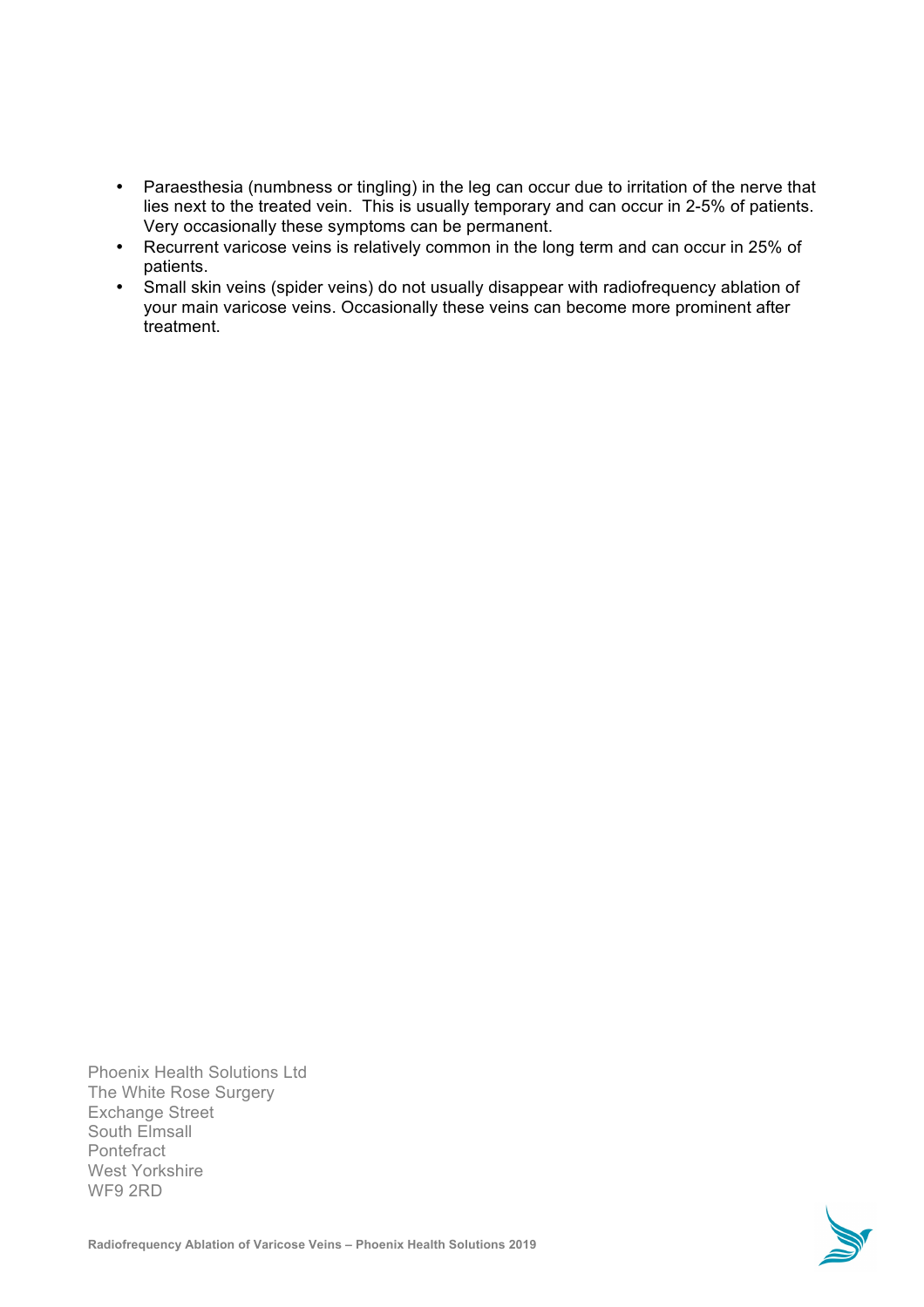- Paraesthesia (numbness or tingling) in the leg can occur due to irritation of the nerve that lies next to the treated vein. This is usually temporary and can occur in 2-5% of patients. Very occasionally these symptoms can be permanent.
- Recurrent varicose veins is relatively common in the long term and can occur in 25% of patients.
- Small skin veins (spider veins) do not usually disappear with radiofrequency ablation of your main varicose veins. Occasionally these veins can become more prominent after treatment.

Phoenix Health Solutions Ltd
The White Rose Surgery
Exchange Street
South Elmsall
Pontefract
West Yorkshire
WF9 2RD